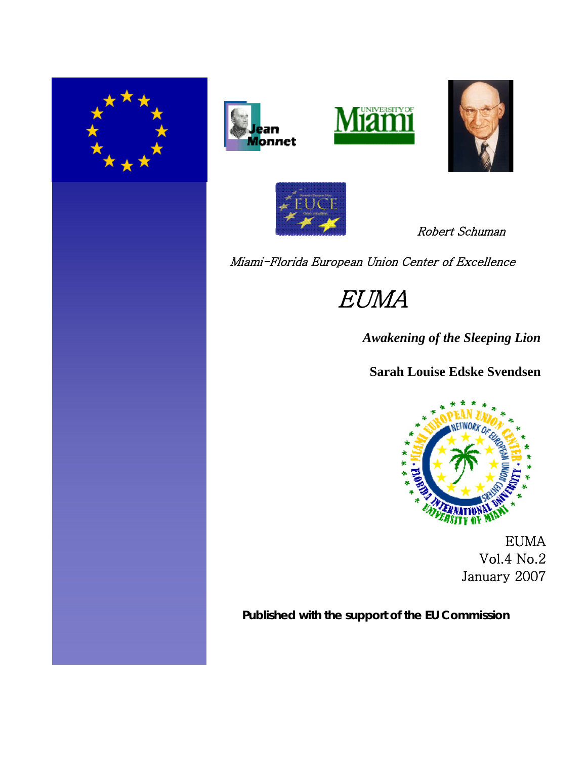Robert Schuman

*Miami-Florida European Union Center of Excellence*

# *EUMA*

***Awakening of the Sleeping Lion***

**Sarah Louise Edske Svendsen**

EUMA
Vol.4 No.2
January 2007

**Published with the support of the EU Commission**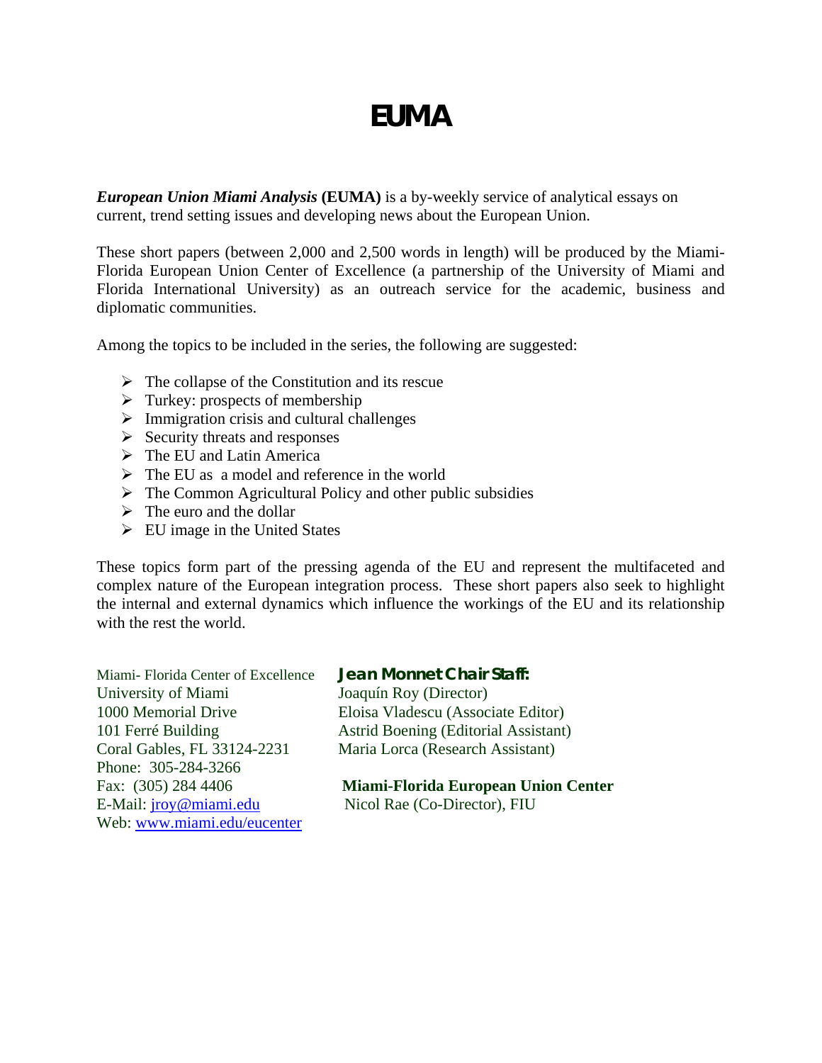# EUMA

***European Union Miami Analysis*** **(EUMA)** is a by-weekly service of analytical essays on current, trend setting issues and developing news about the European Union.

These short papers (between 2,000 and 2,500 words in length) will be produced by the Miami-Florida European Union Center of Excellence (a partnership of the University of Miami and Florida International University) as an outreach service for the academic, business and diplomatic communities.

Among the topics to be included in the series, the following are suggested:

- The collapse of the Constitution and its rescue
- Turkey: prospects of membership
- Immigration crisis and cultural challenges
- Security threats and responses
- The EU and Latin America
- The EU as a model and reference in the world
- The Common Agricultural Policy and other public subsidies
- The euro and the dollar
- EU image in the United States

These topics form part of the pressing agenda of the EU and represent the multifaceted and complex nature of the European integration process. These short papers also seek to highlight the internal and external dynamics which influence the workings of the EU and its relationship with the rest the world.

Miami- Florida Center of Excellence
University of Miami
1000 Memorial Drive
101 Ferré Building
Coral Gables, FL 33124-2231
Phone: 305-284-3266
Fax: (305) 284 4406
E-Mail: jroy@miami.edu
Web: www.miami.edu/eucenter

**Jean Monnet Chair Staff:**
Joaquín Roy (Director)
Eloisa Vladescu (Associate Editor)
Astrid Boening (Editorial Assistant)
Maria Lorca (Research Assistant)

**Miami-Florida European Union Center**
Nicol Rae (Co-Director), FIU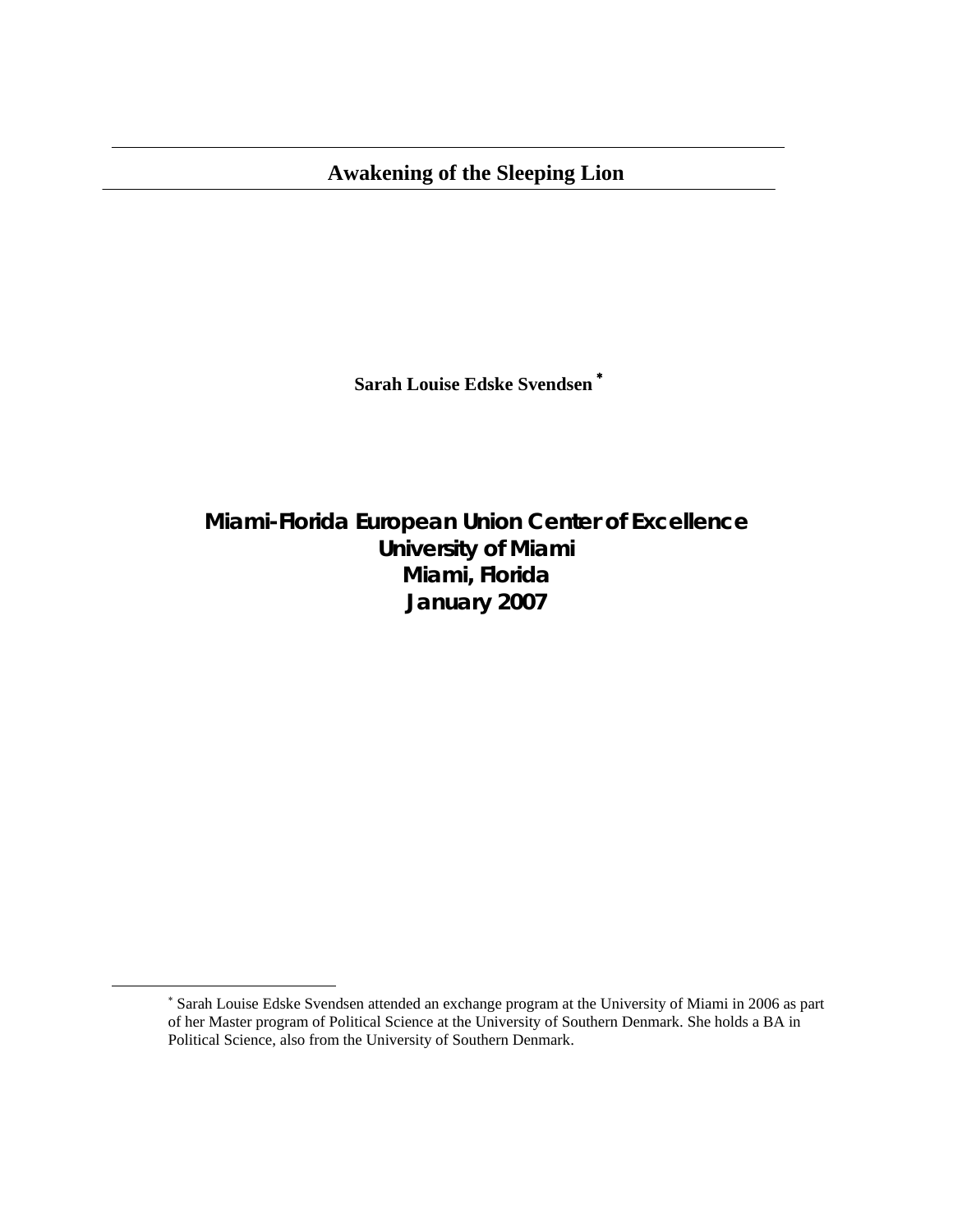# Awakening of the Sleeping Lion

**Sarah Louise Edske Svendsen** *

**Miami-Florida European Union Center of Excellence**
**University of Miami**
**Miami, Florida**
**January 2007**

* Sarah Louise Edske Svendsen attended an exchange program at the University of Miami in 2006 as part of her Master program of Political Science at the University of Southern Denmark. She holds a BA in Political Science, also from the University of Southern Denmark.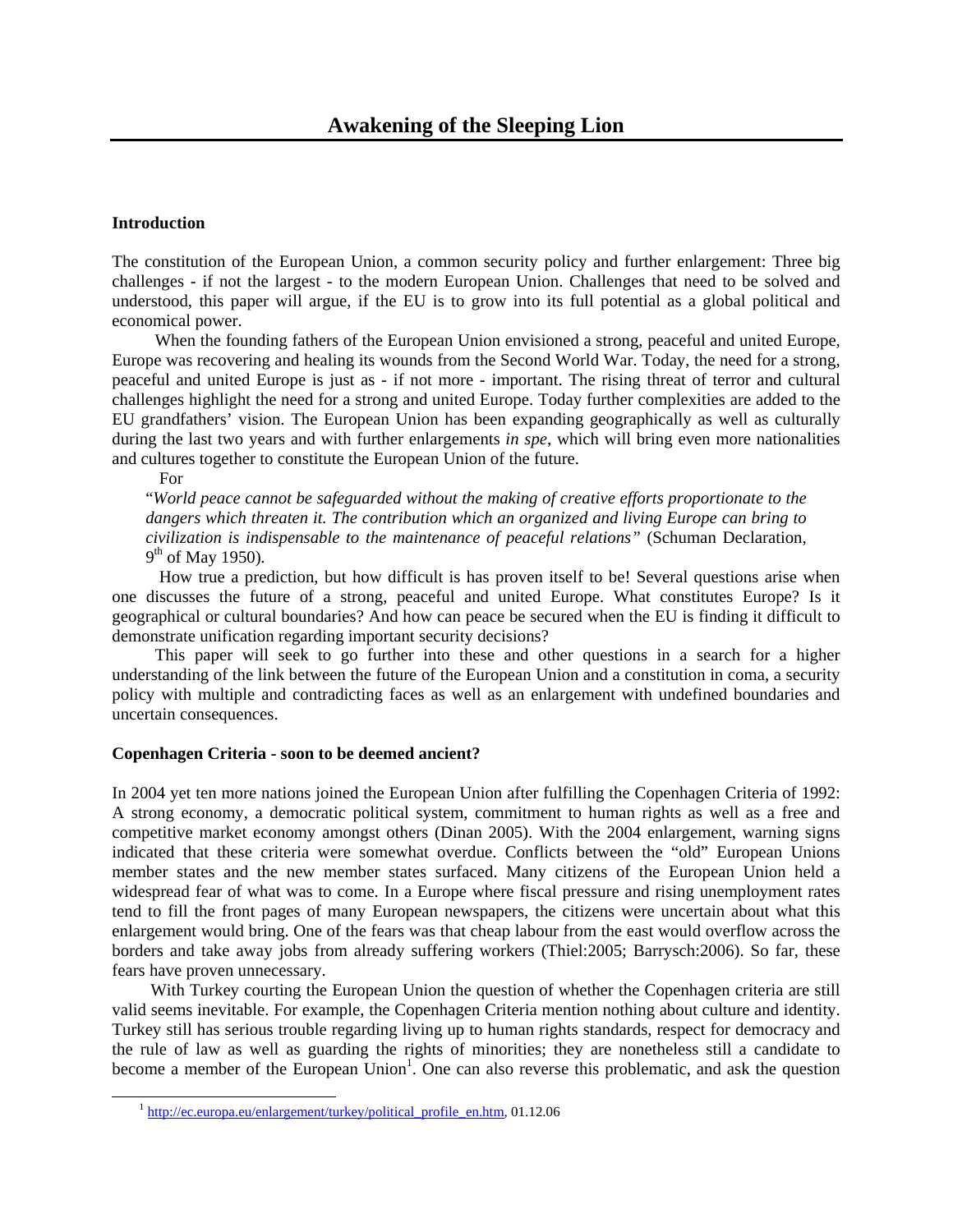# Awakening of the Sleeping Lion

### Introduction

The constitution of the European Union, a common security policy and further enlargement: Three big challenges - if not the largest - to the modern European Union. Challenges that need to be solved and understood, this paper will argue, if the EU is to grow into its full potential as a global political and economical power.

When the founding fathers of the European Union envisioned a strong, peaceful and united Europe, Europe was recovering and healing its wounds from the Second World War. Today, the need for a strong, peaceful and united Europe is just as - if not more - important. The rising threat of terror and cultural challenges highlight the need for a strong and united Europe. Today further complexities are added to the EU grandfathers' vision. The European Union has been expanding geographically as well as culturally during the last two years and with further enlargements *in spe*, which will bring even more nationalities and cultures together to constitute the European Union of the future.

For

> "*World peace cannot be safeguarded without the making of creative efforts proportionate to the dangers which threaten it. The contribution which an organized and living Europe can bring to civilization is indispensable to the maintenance of peaceful relations"* (Schuman Declaration, 9th of May 1950).

How true a prediction, but how difficult is has proven itself to be! Several questions arise when one discusses the future of a strong, peaceful and united Europe. What constitutes Europe? Is it geographical or cultural boundaries? And how can peace be secured when the EU is finding it difficult to demonstrate unification regarding important security decisions?

This paper will seek to go further into these and other questions in a search for a higher understanding of the link between the future of the European Union and a constitution in coma, a security policy with multiple and contradicting faces as well as an enlargement with undefined boundaries and uncertain consequences.

### Copenhagen Criteria - soon to be deemed ancient?

In 2004 yet ten more nations joined the European Union after fulfilling the Copenhagen Criteria of 1992: A strong economy, a democratic political system, commitment to human rights as well as a free and competitive market economy amongst others (Dinan 2005). With the 2004 enlargement, warning signs indicated that these criteria were somewhat overdue. Conflicts between the "old" European Unions member states and the new member states surfaced. Many citizens of the European Union held a widespread fear of what was to come. In a Europe where fiscal pressure and rising unemployment rates tend to fill the front pages of many European newspapers, the citizens were uncertain about what this enlargement would bring. One of the fears was that cheap labour from the east would overflow across the borders and take away jobs from already suffering workers (Thiel:2005; Barrysch:2006). So far, these fears have proven unnecessary.

With Turkey courting the European Union the question of whether the Copenhagen criteria are still valid seems inevitable. For example, the Copenhagen Criteria mention nothing about culture and identity. Turkey still has serious trouble regarding living up to human rights standards, respect for democracy and the rule of law as well as guarding the rights of minorities; they are nonetheless still a candidate to become a member of the European Union[1]. One can also reverse this problematic, and ask the question

[1] http://ec.europa.eu/enlargement/turkey/political_profile_en.htm, 01.12.06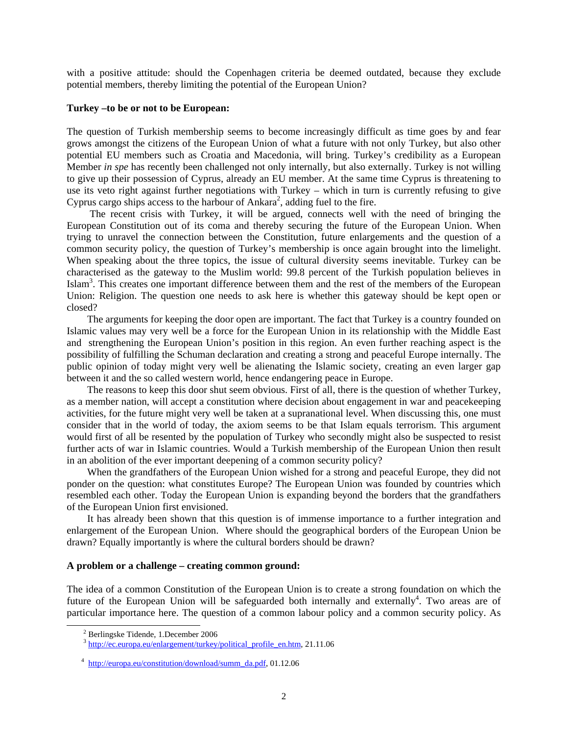with a positive attitude: should the Copenhagen criteria be deemed outdated, because they exclude potential members, thereby limiting the potential of the European Union?

**Turkey –to be or not to be European:**

The question of Turkish membership seems to become increasingly difficult as time goes by and fear grows amongst the citizens of the European Union of what a future with not only Turkey, but also other potential EU members such as Croatia and Macedonia, will bring. Turkey's credibility as a European Member *in spe* has recently been challenged not only internally, but also externally. Turkey is not willing to give up their possession of Cyprus, already an EU member. At the same time Cyprus is threatening to use its veto right against further negotiations with Turkey – which in turn is currently refusing to give Cyprus cargo ships access to the harbour of Ankara[2], adding fuel to the fire.

The recent crisis with Turkey, it will be argued, connects well with the need of bringing the European Constitution out of its coma and thereby securing the future of the European Union. When trying to unravel the connection between the Constitution, future enlargements and the question of a common security policy, the question of Turkey's membership is once again brought into the limelight. When speaking about the three topics, the issue of cultural diversity seems inevitable. Turkey can be characterised as the gateway to the Muslim world: 99.8 percent of the Turkish population believes in Islam[3]. This creates one important difference between them and the rest of the members of the European Union: Religion. The question one needs to ask here is whether this gateway should be kept open or closed?

The arguments for keeping the door open are important. The fact that Turkey is a country founded on Islamic values may very well be a force for the European Union in its relationship with the Middle East and strengthening the European Union's position in this region. An even further reaching aspect is the possibility of fulfilling the Schuman declaration and creating a strong and peaceful Europe internally. The public opinion of today might very well be alienating the Islamic society, creating an even larger gap between it and the so called western world, hence endangering peace in Europe.

The reasons to keep this door shut seem obvious. First of all, there is the question of whether Turkey, as a member nation, will accept a constitution where decision about engagement in war and peacekeeping activities, for the future might very well be taken at a supranational level. When discussing this, one must consider that in the world of today, the axiom seems to be that Islam equals terrorism. This argument would first of all be resented by the population of Turkey who secondly might also be suspected to resist further acts of war in Islamic countries. Would a Turkish membership of the European Union then result in an abolition of the ever important deepening of a common security policy?

When the grandfathers of the European Union wished for a strong and peaceful Europe, they did not ponder on the question: what constitutes Europe? The European Union was founded by countries which resembled each other. Today the European Union is expanding beyond the borders that the grandfathers of the European Union first envisioned.

It has already been shown that this question is of immense importance to a further integration and enlargement of the European Union. Where should the geographical borders of the European Union be drawn? Equally importantly is where the cultural borders should be drawn?

**A problem or a challenge – creating common ground:**

The idea of a common Constitution of the European Union is to create a strong foundation on which the future of the European Union will be safeguarded both internally and externally[4]. Two areas are of particular importance here. The question of a common labour policy and a common security policy. As

---

[2] Berlingske Tidende, 1.December 2006

[3] http://ec.europa.eu/enlargement/turkey/political_profile_en.htm, 21.11.06

[4] http://europa.eu/constitution/download/summ_da.pdf, 01.12.06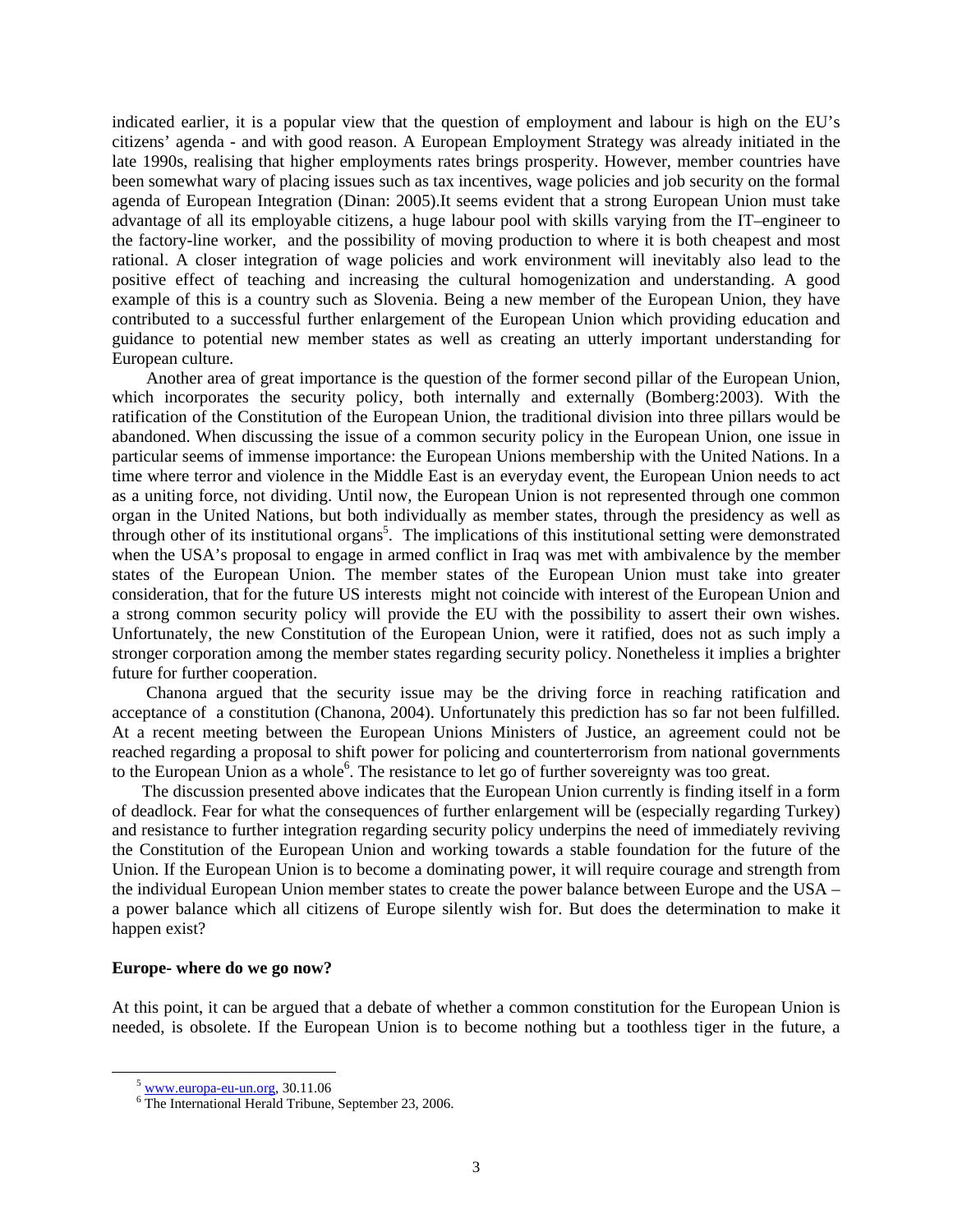indicated earlier, it is a popular view that the question of employment and labour is high on the EU's citizens' agenda - and with good reason. A European Employment Strategy was already initiated in the late 1990s, realising that higher employments rates brings prosperity. However, member countries have been somewhat wary of placing issues such as tax incentives, wage policies and job security on the formal agenda of European Integration (Dinan: 2005).It seems evident that a strong European Union must take advantage of all its employable citizens, a huge labour pool with skills varying from the IT–engineer to the factory-line worker, and the possibility of moving production to where it is both cheapest and most rational. A closer integration of wage policies and work environment will inevitably also lead to the positive effect of teaching and increasing the cultural homogenization and understanding. A good example of this is a country such as Slovenia. Being a new member of the European Union, they have contributed to a successful further enlargement of the European Union which providing education and guidance to potential new member states as well as creating an utterly important understanding for European culture.

Another area of great importance is the question of the former second pillar of the European Union, which incorporates the security policy, both internally and externally (Bomberg:2003). With the ratification of the Constitution of the European Union, the traditional division into three pillars would be abandoned. When discussing the issue of a common security policy in the European Union, one issue in particular seems of immense importance: the European Unions membership with the United Nations. In a time where terror and violence in the Middle East is an everyday event, the European Union needs to act as a uniting force, not dividing. Until now, the European Union is not represented through one common organ in the United Nations, but both individually as member states, through the presidency as well as through other of its institutional organs[5]. The implications of this institutional setting were demonstrated when the USA's proposal to engage in armed conflict in Iraq was met with ambivalence by the member states of the European Union. The member states of the European Union must take into greater consideration, that for the future US interests might not coincide with interest of the European Union and a strong common security policy will provide the EU with the possibility to assert their own wishes. Unfortunately, the new Constitution of the European Union, were it ratified, does not as such imply a stronger corporation among the member states regarding security policy. Nonetheless it implies a brighter future for further cooperation.

Chanona argued that the security issue may be the driving force in reaching ratification and acceptance of a constitution (Chanona, 2004). Unfortunately this prediction has so far not been fulfilled. At a recent meeting between the European Unions Ministers of Justice, an agreement could not be reached regarding a proposal to shift power for policing and counterterrorism from national governments to the European Union as a whole[6]. The resistance to let go of further sovereignty was too great.

The discussion presented above indicates that the European Union currently is finding itself in a form of deadlock. Fear for what the consequences of further enlargement will be (especially regarding Turkey) and resistance to further integration regarding security policy underpins the need of immediately reviving the Constitution of the European Union and working towards a stable foundation for the future of the Union. If the European Union is to become a dominating power, it will require courage and strength from the individual European Union member states to create the power balance between Europe and the USA – a power balance which all citizens of Europe silently wish for. But does the determination to make it happen exist?

**Europe- where do we go now?**

At this point, it can be argued that a debate of whether a common constitution for the European Union is needed, is obsolete. If the European Union is to become nothing but a toothless tiger in the future, a

[5] www.europa-eu-un.org, 30.11.06

[6] The International Herald Tribune, September 23, 2006.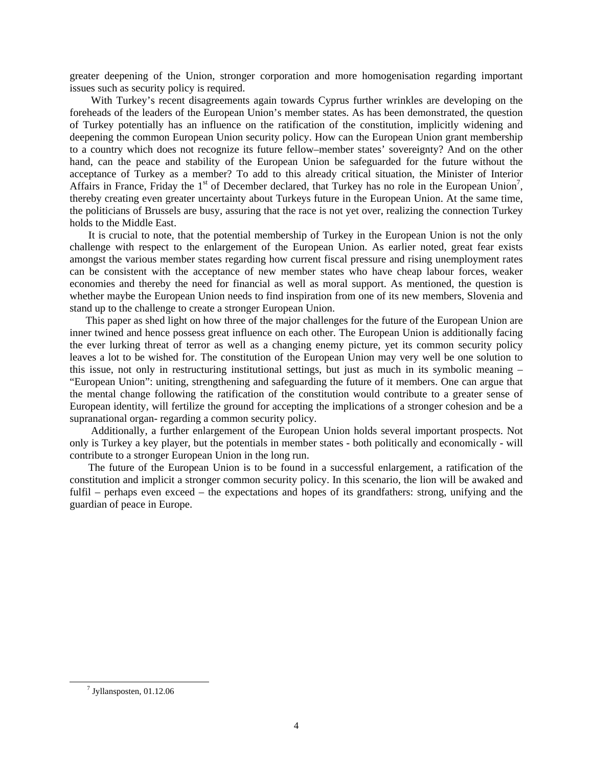greater deepening of the Union, stronger corporation and more homogenisation regarding important issues such as security policy is required.

With Turkey's recent disagreements again towards Cyprus further wrinkles are developing on the foreheads of the leaders of the European Union's member states. As has been demonstrated, the question of Turkey potentially has an influence on the ratification of the constitution, implicitly widening and deepening the common European Union security policy. How can the European Union grant membership to a country which does not recognize its future fellow–member states' sovereignty? And on the other hand, can the peace and stability of the European Union be safeguarded for the future without the acceptance of Turkey as a member? To add to this already critical situation, the Minister of Interior Affairs in France, Friday the 1st of December declared, that Turkey has no role in the European Union[7], thereby creating even greater uncertainty about Turkeys future in the European Union. At the same time, the politicians of Brussels are busy, assuring that the race is not yet over, realizing the connection Turkey holds to the Middle East.

It is crucial to note, that the potential membership of Turkey in the European Union is not the only challenge with respect to the enlargement of the European Union. As earlier noted, great fear exists amongst the various member states regarding how current fiscal pressure and rising unemployment rates can be consistent with the acceptance of new member states who have cheap labour forces, weaker economies and thereby the need for financial as well as moral support. As mentioned, the question is whether maybe the European Union needs to find inspiration from one of its new members, Slovenia and stand up to the challenge to create a stronger European Union.

This paper as shed light on how three of the major challenges for the future of the European Union are inner twined and hence possess great influence on each other. The European Union is additionally facing the ever lurking threat of terror as well as a changing enemy picture, yet its common security policy leaves a lot to be wished for. The constitution of the European Union may very well be one solution to this issue, not only in restructuring institutional settings, but just as much in its symbolic meaning – "European Union": uniting, strengthening and safeguarding the future of it members. One can argue that the mental change following the ratification of the constitution would contribute to a greater sense of European identity, will fertilize the ground for accepting the implications of a stronger cohesion and be a supranational organ- regarding a common security policy.

Additionally, a further enlargement of the European Union holds several important prospects. Not only is Turkey a key player, but the potentials in member states - both politically and economically - will contribute to a stronger European Union in the long run.

The future of the European Union is to be found in a successful enlargement, a ratification of the constitution and implicit a stronger common security policy. In this scenario, the lion will be awaked and fulfil – perhaps even exceed – the expectations and hopes of its grandfathers: strong, unifying and the guardian of peace in Europe.

[7] Jyllansposten, 01.12.06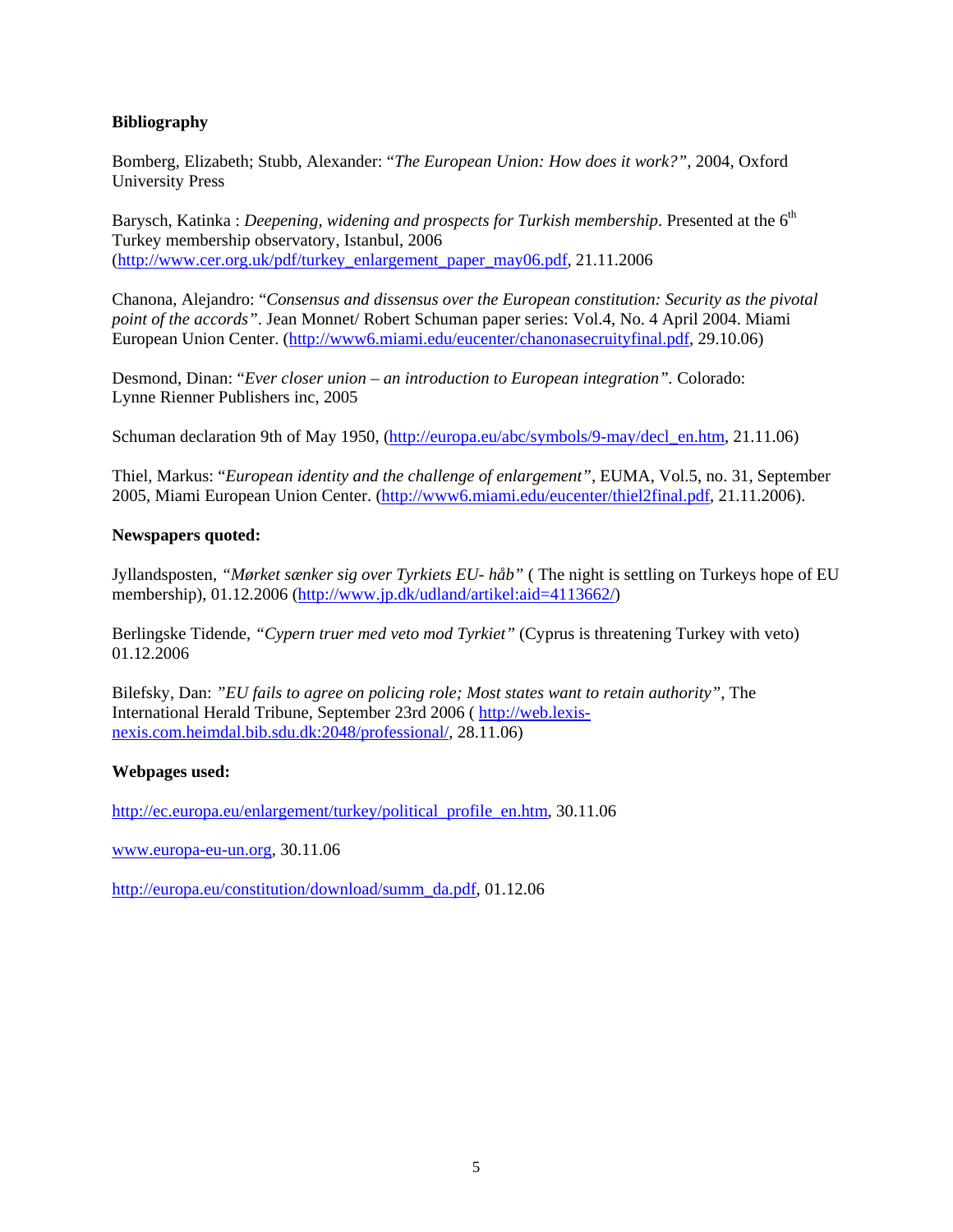**Bibliography**

Bomberg, Elizabeth; Stubb, Alexander: "*The European Union: How does it work?"*, 2004, Oxford University Press

Barysch, Katinka : *Deepening, widening and prospects for Turkish membership*. Presented at the 6th Turkey membership observatory, Istanbul, 2006 (http://www.cer.org.uk/pdf/turkey_enlargement_paper_may06.pdf, 21.11.2006

Chanona, Alejandro: "*Consensus and dissensus over the European constitution: Security as the pivotal point of the accords"*. Jean Monnet/ Robert Schuman paper series: Vol.4, No. 4 April 2004. Miami European Union Center. (http://www6.miami.edu/eucenter/chanonasecruityfinal.pdf, 29.10.06)

Desmond, Dinan: "*Ever closer union – an introduction to European integration"*. Colorado: Lynne Rienner Publishers inc, 2005

Schuman declaration 9th of May 1950, (http://europa.eu/abc/symbols/9-may/decl_en.htm, 21.11.06)

Thiel, Markus: "*European identity and the challenge of enlargement"*, EUMA, Vol.5, no. 31, September 2005, Miami European Union Center. (http://www6.miami.edu/eucenter/thiel2final.pdf, 21.11.2006).

**Newspapers quoted:**

Jyllandsposten, *"Mørket sænker sig over Tyrkiets EU- håb"* ( The night is settling on Turkeys hope of EU membership), 01.12.2006 (http://www.jp.dk/udland/artikel:aid=4113662/)

Berlingske Tidende, *"Cypern truer med veto mod Tyrkiet"* (Cyprus is threatening Turkey with veto) 01.12.2006

Bilefsky, Dan: *"EU fails to agree on policing role; Most states want to retain authority"*, The International Herald Tribune, September 23rd 2006 ( http://web.lexis-nexis.com.heimdal.bib.sdu.dk:2048/professional/, 28.11.06)

**Webpages used:**

http://ec.europa.eu/enlargement/turkey/political_profile_en.htm, 30.11.06

www.europa-eu-un.org, 30.11.06

http://europa.eu/constitution/download/summ_da.pdf, 01.12.06